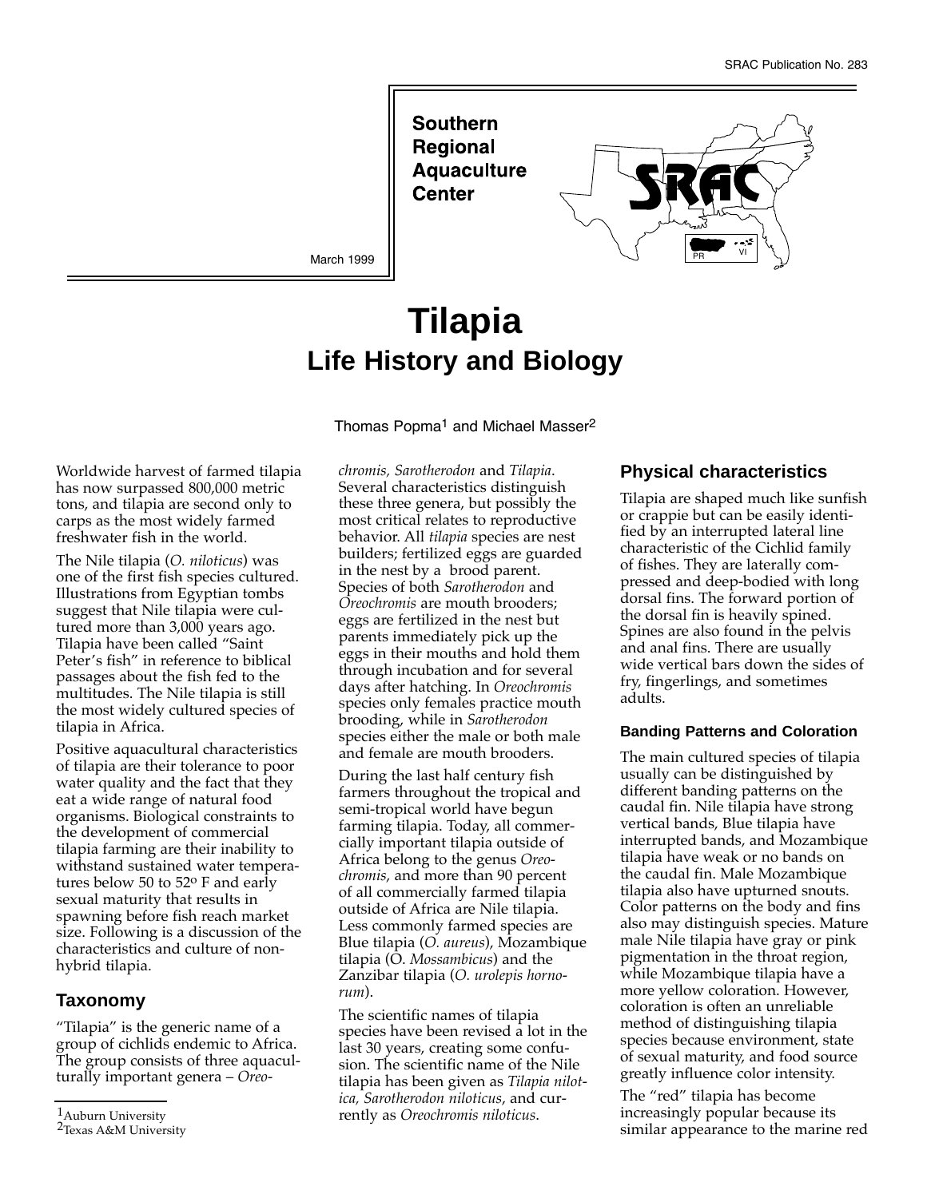SRAC Publication No. 283

Southern Regional Aquaculture Center

March 1999

# Tilapia

## Life History and Biology

Thomas Popma[1] and Michael Masser[2]

Worldwide harvest of farmed tilapia has now surpassed 800,000 metric tons, and tilapia are second only to carps as the most widely farmed freshwater fish in the world.

The Nile tilapia (*O. niloticus*) was one of the first fish species cultured. Illustrations from Egyptian tombs suggest that Nile tilapia were cultured more than 3,000 years ago. Tilapia have been called "Saint Peter's fish" in reference to biblical passages about the fish fed to the multitudes. The Nile tilapia is still the most widely cultured species of tilapia in Africa.

Positive aquacultural characteristics of tilapia are their tolerance to poor water quality and the fact that they eat a wide range of natural food organisms. Biological constraints to the development of commercial tilapia farming are their inability to withstand sustained water temperatures below 50 to 52° F and early sexual maturity that results in spawning before fish reach market size. Following is a discussion of the characteristics and culture of non-hybrid tilapia.

## Taxonomy

"Tilapia" is the generic name of a group of cichlids endemic to Africa. The group consists of three aquaculturally important genera – *Oreochromis, Sarotherodon* and *Tilapia*. Several characteristics distinguish these three genera, but possibly the most critical relates to reproductive behavior. All *tilapia* species are nest builders; fertilized eggs are guarded in the nest by a brood parent. Species of both *Sarotherodon* and *Oreochromis* are mouth brooders; eggs are fertilized in the nest but parents immediately pick up the eggs in their mouths and hold them through incubation and for several days after hatching. In *Oreochromis* species only females practice mouth brooding, while in *Sarotherodon* species either the male or both male and female are mouth brooders.

During the last half century fish farmers throughout the tropical and semi-tropical world have begun farming tilapia. Today, all commercially important tilapia outside of Africa belong to the genus *Oreochromis*, and more than 90 percent of all commercially farmed tilapia outside of Africa are Nile tilapia. Less commonly farmed species are Blue tilapia (*O. aureus*), Mozambique tilapia (O. *Mossambicus*) and the Zanzibar tilapia (*O. urolepis hornorum*).

The scientific names of tilapia species have been revised a lot in the last 30 years, creating some confusion. The scientific name of the Nile tilapia has been given as *Tilapia nilotica, Sarotherodon niloticus*, and currently as *Oreochromis niloticus*.

## Physical characteristics

Tilapia are shaped much like sunfish or crappie but can be easily identified by an interrupted lateral line characteristic of the Cichlid family of fishes. They are laterally compressed and deep-bodied with long dorsal fins. The forward portion of the dorsal fin is heavily spined. Spines are also found in the pelvis and anal fins. There are usually wide vertical bars down the sides of fry, fingerlings, and sometimes adults.

### Banding Patterns and Coloration

The main cultured species of tilapia usually can be distinguished by different banding patterns on the caudal fin. Nile tilapia have strong vertical bands, Blue tilapia have interrupted bands, and Mozambique tilapia have weak or no bands on the caudal fin. Male Mozambique tilapia also have upturned snouts. Color patterns on the body and fins also may distinguish species. Mature male Nile tilapia have gray or pink pigmentation in the throat region, while Mozambique tilapia have a more yellow coloration. However, coloration is often an unreliable method of distinguishing tilapia species because environment, state of sexual maturity, and food source greatly influence color intensity.

The "red" tilapia has become increasingly popular because its similar appearance to the marine red

[1]Auburn University
[2]Texas A&M University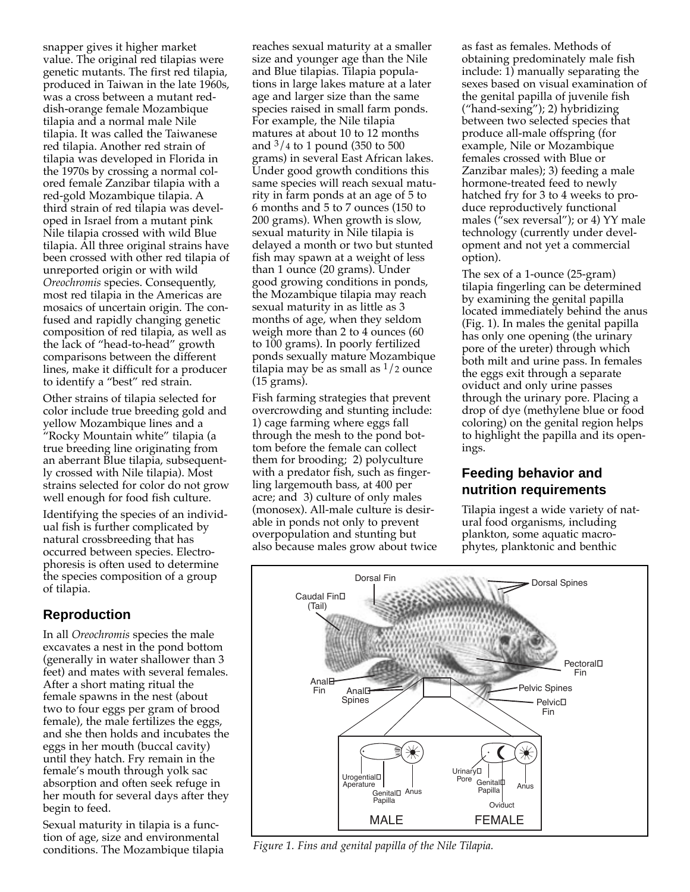snapper gives it higher market value. The original red tilapias were genetic mutants. The first red tilapia, produced in Taiwan in the late 1960s, was a cross between a mutant reddish-orange female Mozambique tilapia and a normal male Nile tilapia. It was called the Taiwanese red tilapia. Another red strain of tilapia was developed in Florida in the 1970s by crossing a normal colored female Zanzibar tilapia with a red-gold Mozambique tilapia. A third strain of red tilapia was developed in Israel from a mutant pink Nile tilapia crossed with wild Blue tilapia. All three original strains have been crossed with other red tilapia of unreported origin or with wild *Oreochromis* species. Consequently, most red tilapia in the Americas are mosaics of uncertain origin. The confused and rapidly changing genetic composition of red tilapia, as well as the lack of "head-to-head" growth comparisons between the different lines, make it difficult for a producer to identify a "best" red strain.

Other strains of tilapia selected for color include true breeding gold and yellow Mozambique lines and a "Rocky Mountain white" tilapia (a true breeding line originating from an aberrant Blue tilapia, subsequently crossed with Nile tilapia). Most strains selected for color do not grow well enough for food fish culture.

Identifying the species of an individual fish is further complicated by natural crossbreeding that has occurred between species. Electrophoresis is often used to determine the species composition of a group of tilapia.

## Reproduction

In all *Oreochromis* species the male excavates a nest in the pond bottom (generally in water shallower than 3 feet) and mates with several females. After a short mating ritual the female spawns in the nest (about two to four eggs per gram of brood female), the male fertilizes the eggs, and she then holds and incubates the eggs in her mouth (buccal cavity) until they hatch. Fry remain in the female's mouth through yolk sac absorption and often seek refuge in her mouth for several days after they begin to feed.

Sexual maturity in tilapia is a function of age, size and environmental conditions. The Mozambique tilapia reaches sexual maturity at a smaller size and younger age than the Nile and Blue tilapias. Tilapia populations in large lakes mature at a later age and larger size than the same species raised in small farm ponds. For example, the Nile tilapia matures at about 10 to 12 months and 3/4 to 1 pound (350 to 500 grams) in several East African lakes. Under good growth conditions this same species will reach sexual maturity in farm ponds at an age of 5 to 6 months and 5 to 7 ounces (150 to 200 grams). When growth is slow, sexual maturity in Nile tilapia is delayed a month or two but stunted fish may spawn at a weight of less than 1 ounce (20 grams). Under good growing conditions in ponds, the Mozambique tilapia may reach sexual maturity in as little as 3 months of age, when they seldom weigh more than 2 to 4 ounces (60 to 100 grams). In poorly fertilized ponds sexually mature Mozambique tilapia may be as small as 1/2 ounce (15 grams).

Fish farming strategies that prevent overcrowding and stunting include: 1) cage farming where eggs fall through the mesh to the pond bottom before the female can collect them for brooding; 2) polyculture with a predator fish, such as fingerling largemouth bass, at 400 per acre; and 3) culture of only males (monosex). All-male culture is desirable in ponds not only to prevent overpopulation and stunting but also because males grow about twice as fast as females. Methods of obtaining predominately male fish include: 1) manually separating the sexes based on visual examination of the genital papilla of juvenile fish ("hand-sexing"); 2) hybridizing between two selected species that produce all-male offspring (for example, Nile or Mozambique females crossed with Blue or Zanzibar males); 3) feeding a male hormone-treated feed to newly hatched fry for 3 to 4 weeks to produce reproductively functional males ("sex reversal"); or 4) YY male technology (currently under development and not yet a commercial option).

The sex of a 1-ounce (25-gram) tilapia fingerling can be determined by examining the genital papilla located immediately behind the anus (Fig. 1). In males the genital papilla has only one opening (the urinary pore of the ureter) through which both milt and urine pass. In females the eggs exit through a separate oviduct and only urine passes through the urinary pore. Placing a drop of dye (methylene blue or food coloring) on the genital region helps to highlight the papilla and its openings.

## Feeding behavior and nutrition requirements

Tilapia ingest a wide variety of natural food organisms, including plankton, some aquatic macrophytes, planktonic and benthic

*Figure 1. Fins and genital papilla of the Nile Tilapia.*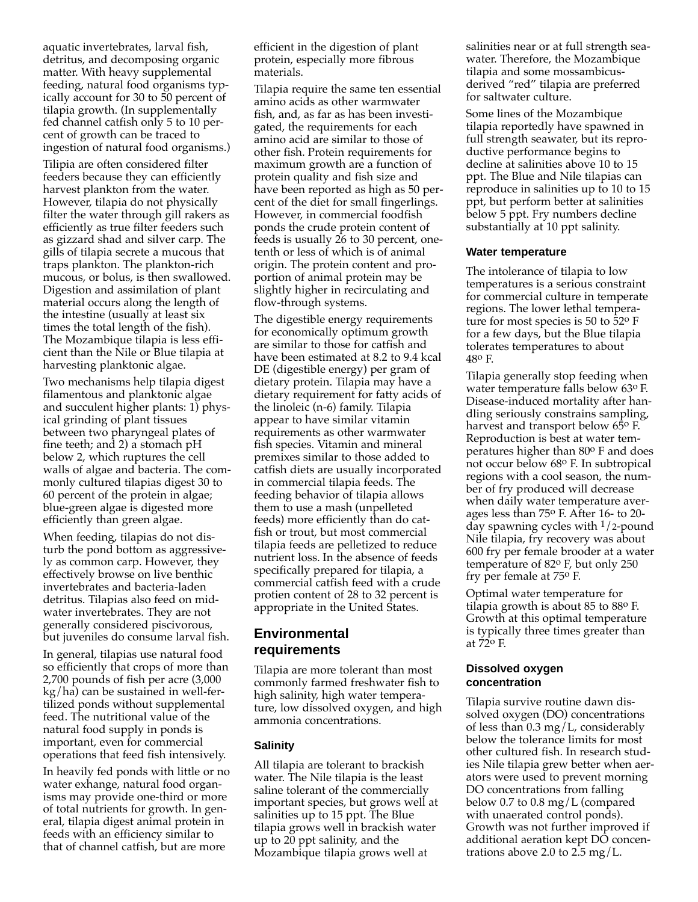aquatic invertebrates, larval fish, detritus, and decomposing organic matter. With heavy supplemental feeding, natural food organisms typically account for 30 to 50 percent of tilapia growth. (In supplementally fed channel catfish only 5 to 10 percent of growth can be traced to ingestion of natural food organisms.)

Tilipia are often considered filter feeders because they can efficiently harvest plankton from the water. However, tilapia do not physically filter the water through gill rakers as efficiently as true filter feeders such as gizzard shad and silver carp. The gills of tilapia secrete a mucous that traps plankton. The plankton-rich mucous, or bolus, is then swallowed. Digestion and assimilation of plant material occurs along the length of the intestine (usually at least six times the total length of the fish). The Mozambique tilapia is less efficient than the Nile or Blue tilapia at harvesting planktonic algae.

Two mechanisms help tilapia digest filamentous and planktonic algae and succulent higher plants: 1) physical grinding of plant tissues between two pharyngeal plates of fine teeth; and 2) a stomach pH below 2, which ruptures the cell walls of algae and bacteria. The commonly cultured tilapias digest 30 to 60 percent of the protein in algae; blue-green algae is digested more efficiently than green algae.

When feeding, tilapias do not disturb the pond bottom as aggressively as common carp. However, they effectively browse on live benthic invertebrates and bacteria-laden detritus. Tilapias also feed on midwater invertebrates. They are not generally considered piscivorous, but juveniles do consume larval fish.

In general, tilapias use natural food so efficiently that crops of more than 2,700 pounds of fish per acre (3,000 kg/ha) can be sustained in well-fertilized ponds without supplemental feed. The nutritional value of the natural food supply in ponds is important, even for commercial operations that feed fish intensively.

In heavily fed ponds with little or no water exhange, natural food organisms may provide one-third or more of total nutrients for growth. In general, tilapia digest animal protein in feeds with an efficiency similar to that of channel catfish, but are more efficient in the digestion of plant protein, especially more fibrous materials.

Tilapia require the same ten essential amino acids as other warmwater fish, and, as far as has been investigated, the requirements for each amino acid are similar to those of other fish. Protein requirements for maximum growth are a function of protein quality and fish size and have been reported as high as 50 percent of the diet for small fingerlings. However, in commercial foodfish ponds the crude protein content of feeds is usually 26 to 30 percent, one-tenth or less of which is of animal origin. The protein content and proportion of animal protein may be slightly higher in recirculating and flow-through systems.

The digestible energy requirements for economically optimum growth are similar to those for catfish and have been estimated at 8.2 to 9.4 kcal DE (digestible energy) per gram of dietary protein. Tilapia may have a dietary requirement for fatty acids of the linoleic (n-6) family. Tilapia appear to have similar vitamin requirements as other warmwater fish species. Vitamin and mineral premixes similar to those added to catfish diets are usually incorporated in commercial tilapia feeds. The feeding behavior of tilapia allows them to use a mash (unpelleted feeds) more efficiently than do catfish or trout, but most commercial tilapia feeds are pelletized to reduce nutrient loss. In the absence of feeds specifically prepared for tilapia, a commercial catfish feed with a crude protien content of 28 to 32 percent is appropriate in the United States.

## Environmental requirements

Tilapia are more tolerant than most commonly farmed freshwater fish to high salinity, high water temperature, low dissolved oxygen, and high ammonia concentrations.

### Salinity

All tilapia are tolerant to brackish water. The Nile tilapia is the least saline tolerant of the commercially important species, but grows well at salinities up to 15 ppt. The Blue tilapia grows well in brackish water up to 20 ppt salinity, and the Mozambique tilapia grows well at salinities near or at full strength seawater. Therefore, the Mozambique tilapia and some mossambicus-derived "red" tilapia are preferred for saltwater culture.

Some lines of the Mozambique tilapia reportedly have spawned in full strength seawater, but its reproductive performance begins to decline at salinities above 10 to 15 ppt. The Blue and Nile tilapias can reproduce in salinities up to 10 to 15 ppt, but perform better at salinities below 5 ppt. Fry numbers decline substantially at 10 ppt salinity.

### Water temperature

The intolerance of tilapia to low temperatures is a serious constraint for commercial culture in temperate regions. The lower lethal temperature for most species is 50 to 52º F for a few days, but the Blue tilapia tolerates temperatures to about 48º F.

Tilapia generally stop feeding when water temperature falls below 63º F. Disease-induced mortality after handling seriously constrains sampling, harvest and transport below 65º F. Reproduction is best at water temperatures higher than 80º F and does not occur below 68º F. In subtropical regions with a cool season, the number of fry produced will decrease when daily water temperature averages less than 75º F. After 16- to 20-day spawning cycles with 1/2-pound Nile tilapia, fry recovery was about 600 fry per female brooder at a water temperature of 82º F, but only 250 fry per female at 75º F.

Optimal water temperature for tilapia growth is about 85 to 88º F. Growth at this optimal temperature is typically three times greater than at 72º F.

### Dissolved oxygen concentration

Tilapia survive routine dawn dissolved oxygen (DO) concentrations of less than 0.3 mg/L, considerably below the tolerance limits for most other cultured fish. In research studies Nile tilapia grew better when aerators were used to prevent morning DO concentrations from falling below 0.7 to 0.8 mg/L (compared with unaerated control ponds). Growth was not further improved if additional aeration kept DO concentrations above 2.0 to 2.5 mg/L.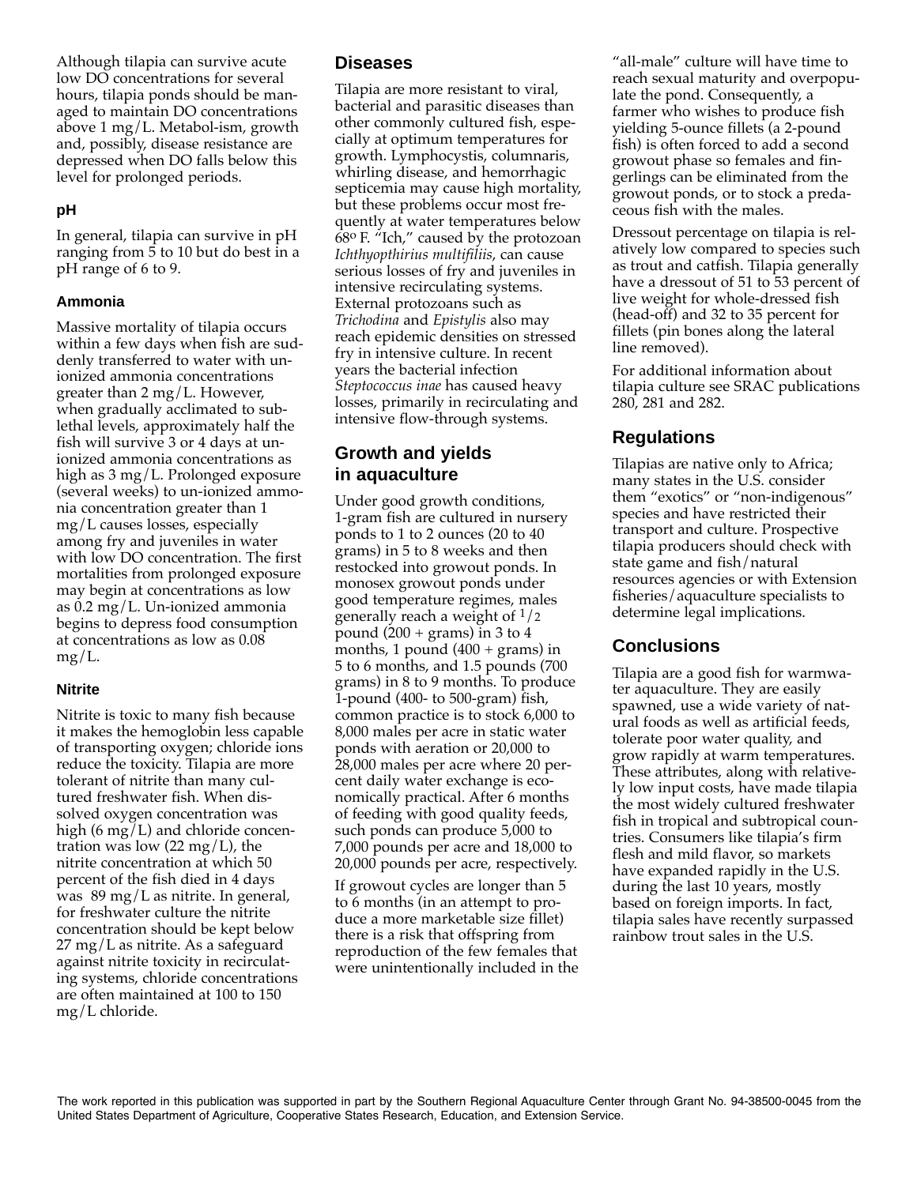Although tilapia can survive acute low DO concentrations for several hours, tilapia ponds should be managed to maintain DO concentrations above 1 mg/L. Metabol-ism, growth and, possibly, disease resistance are depressed when DO falls below this level for prolonged periods.

### pH

In general, tilapia can survive in pH ranging from 5 to 10 but do best in a pH range of 6 to 9.

### Ammonia

Massive mortality of tilapia occurs within a few days when fish are suddenly transferred to water with un-ionized ammonia concentrations greater than 2 mg/L. However, when gradually acclimated to sublethal levels, approximately half the fish will survive 3 or 4 days at un-ionized ammonia concentrations as high as 3 mg/L. Prolonged exposure (several weeks) to un-ionized ammonia concentration greater than 1 mg/L causes losses, especially among fry and juveniles in water with low DO concentration. The first mortalities from prolonged exposure may begin at concentrations as low as 0.2 mg/L. Un-ionized ammonia begins to depress food consumption at concentrations as low as 0.08 mg/L.

### Nitrite

Nitrite is toxic to many fish because it makes the hemoglobin less capable of transporting oxygen; chloride ions reduce the toxicity. Tilapia are more tolerant of nitrite than many cultured freshwater fish. When dissolved oxygen concentration was high (6 mg/L) and chloride concentration was low (22 mg/L), the nitrite concentration at which 50 percent of the fish died in 4 days was 89 mg/L as nitrite. In general, for freshwater culture the nitrite concentration should be kept below 27 mg/L as nitrite. As a safeguard against nitrite toxicity in recirculating systems, chloride concentrations are often maintained at 100 to 150 mg/L chloride.

## Diseases

Tilapia are more resistant to viral, bacterial and parasitic diseases than other commonly cultured fish, especially at optimum temperatures for growth. Lymphocystis, columnaris, whirling disease, and hemorrhagic septicemia may cause high mortality, but these problems occur most frequently at water temperatures below 68° F. "Ich," caused by the protozoan *Ichthyopthirius multifiliis*, can cause serious losses of fry and juveniles in intensive recirculating systems. External protozoans such as *Trichodina* and *Epistylis* also may reach epidemic densities on stressed fry in intensive culture. In recent years the bacterial infection *Steptococcus inae* has caused heavy losses, primarily in recirculating and intensive flow-through systems.

## Growth and yields in aquaculture

Under good growth conditions, 1-gram fish are cultured in nursery ponds to 1 to 2 ounces (20 to 40 grams) in 5 to 8 weeks and then restocked into growout ponds. In monosex growout ponds under good temperature regimes, males generally reach a weight of 1/2 pound (200 + grams) in 3 to 4 months, 1 pound (400 + grams) in 5 to 6 months, and 1.5 pounds (700 grams) in 8 to 9 months. To produce 1-pound (400- to 500-gram) fish, common practice is to stock 6,000 to 8,000 males per acre in static water ponds with aeration or 20,000 to 28,000 males per acre where 20 percent daily water exchange is economically practical. After 6 months of feeding with good quality feeds, such ponds can produce 5,000 to 7,000 pounds per acre and 18,000 to 20,000 pounds per acre, respectively.

If growout cycles are longer than 5 to 6 months (in an attempt to produce a more marketable size fillet) there is a risk that offspring from reproduction of the few females that were unintentionally included in the "all-male" culture will have time to reach sexual maturity and overpopulate the pond. Consequently, a farmer who wishes to produce fish yielding 5-ounce fillets (a 2-pound fish) is often forced to add a second growout phase so females and fingerlings can be eliminated from the growout ponds, or to stock a predaceous fish with the males.

Dressout percentage on tilapia is relatively low compared to species such as trout and catfish. Tilapia generally have a dressout of 51 to 53 percent of live weight for whole-dressed fish (head-off) and 32 to 35 percent for fillets (pin bones along the lateral line removed).

For additional information about tilapia culture see SRAC publications 280, 281 and 282.

## Regulations

Tilapias are native only to Africa; many states in the U.S. consider them "exotics" or "non-indigenous" species and have restricted their transport and culture. Prospective tilapia producers should check with state game and fish/natural resources agencies or with Extension fisheries/aquaculture specialists to determine legal implications.

## Conclusions

Tilapia are a good fish for warmwater aquaculture. They are easily spawned, use a wide variety of natural foods as well as artificial feeds, tolerate poor water quality, and grow rapidly at warm temperatures. These attributes, along with relatively low input costs, have made tilapia the most widely cultured freshwater fish in tropical and subtropical countries. Consumers like tilapia's firm flesh and mild flavor, so markets have expanded rapidly in the U.S. during the last 10 years, mostly based on foreign imports. In fact, tilapia sales have recently surpassed rainbow trout sales in the U.S.

The work reported in this publication was supported in part by the Southern Regional Aquaculture Center through Grant No. 94-38500-0045 from the United States Department of Agriculture, Cooperative States Research, Education, and Extension Service.